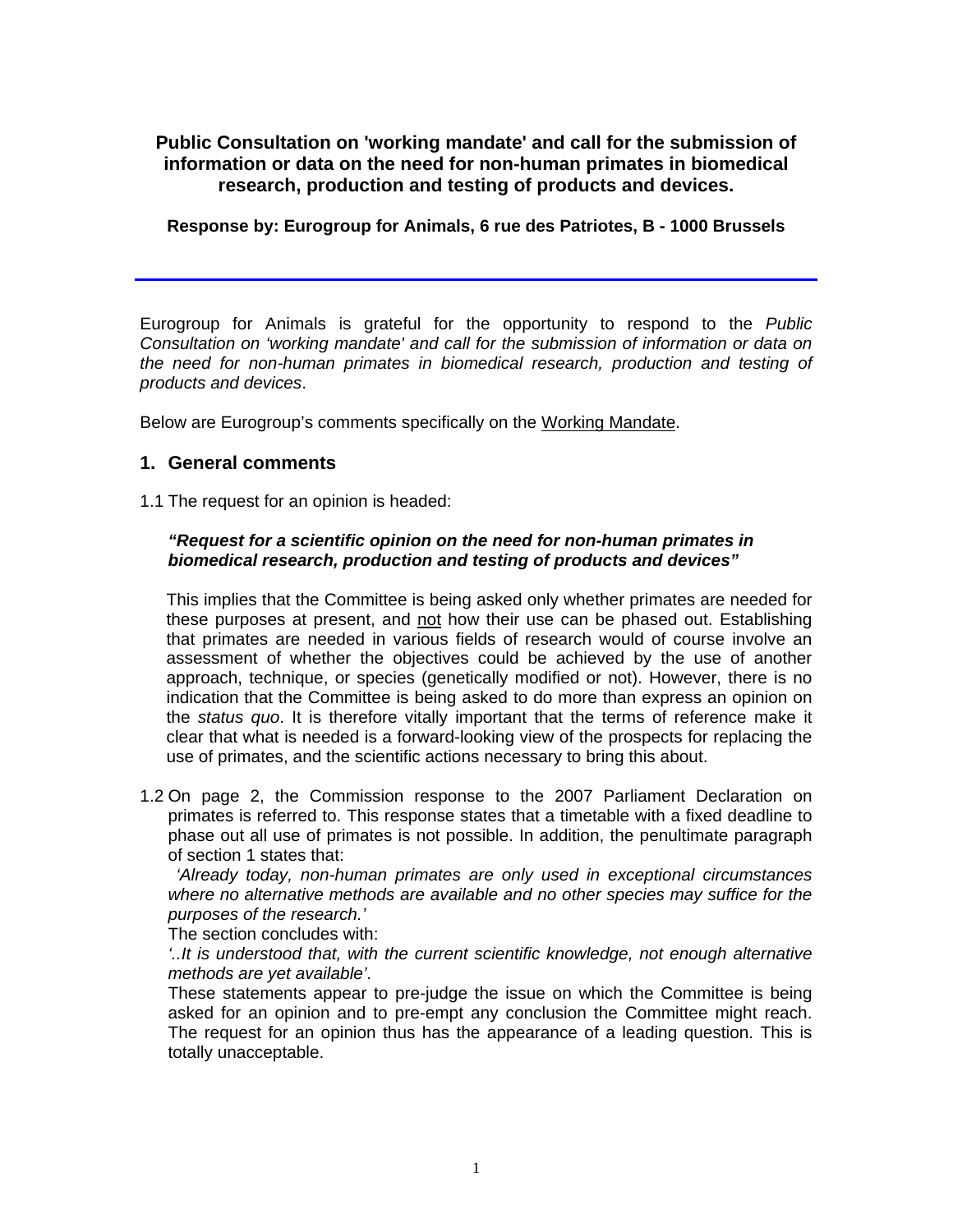**Public Consultation on 'working mandate' and call for the submission of information or data on the need for non-human primates in biomedical research, production and testing of products and devices.**

**Response by: Eurogroup for Animals, 6 rue des Patriotes, B - 1000 Brussels**

---

Eurogroup for Animals is grateful for the opportunity to respond to the *Public Consultation on 'working mandate' and call for the submission of information or data on the need for non-human primates in biomedical research, production and testing of products and devices*.

Below are Eurogroup's comments specifically on the <u>Working Mandate</u>.

## 1. General comments

1.1 The request for an opinion is headed:

> ***"Request for a scientific opinion on the need for non-human primates in biomedical research, production and testing of products and devices"***

This implies that the Committee is being asked only whether primates are needed for these purposes at present, and <u>not</u> how their use can be phased out. Establishing that primates are needed in various fields of research would of course involve an assessment of whether the objectives could be achieved by the use of another approach, technique, or species (genetically modified or not). However, there is no indication that the Committee is being asked to do more than express an opinion on the *status quo*. It is therefore vitally important that the terms of reference make it clear that what is needed is a forward-looking view of the prospects for replacing the use of primates, and the scientific actions necessary to bring this about.

1.2 On page 2, the Commission response to the 2007 Parliament Declaration on primates is referred to. This response states that a timetable with a fixed deadline to phase out all use of primates is not possible. In addition, the penultimate paragraph of section 1 states that:

*'Already today, non-human primates are only used in exceptional circumstances where no alternative methods are available and no other species may suffice for the purposes of the research.'*

The section concludes with:

*'..It is understood that, with the current scientific knowledge, not enough alternative methods are yet available'*.

These statements appear to pre-judge the issue on which the Committee is being asked for an opinion and to pre-empt any conclusion the Committee might reach. The request for an opinion thus has the appearance of a leading question. This is totally unacceptable.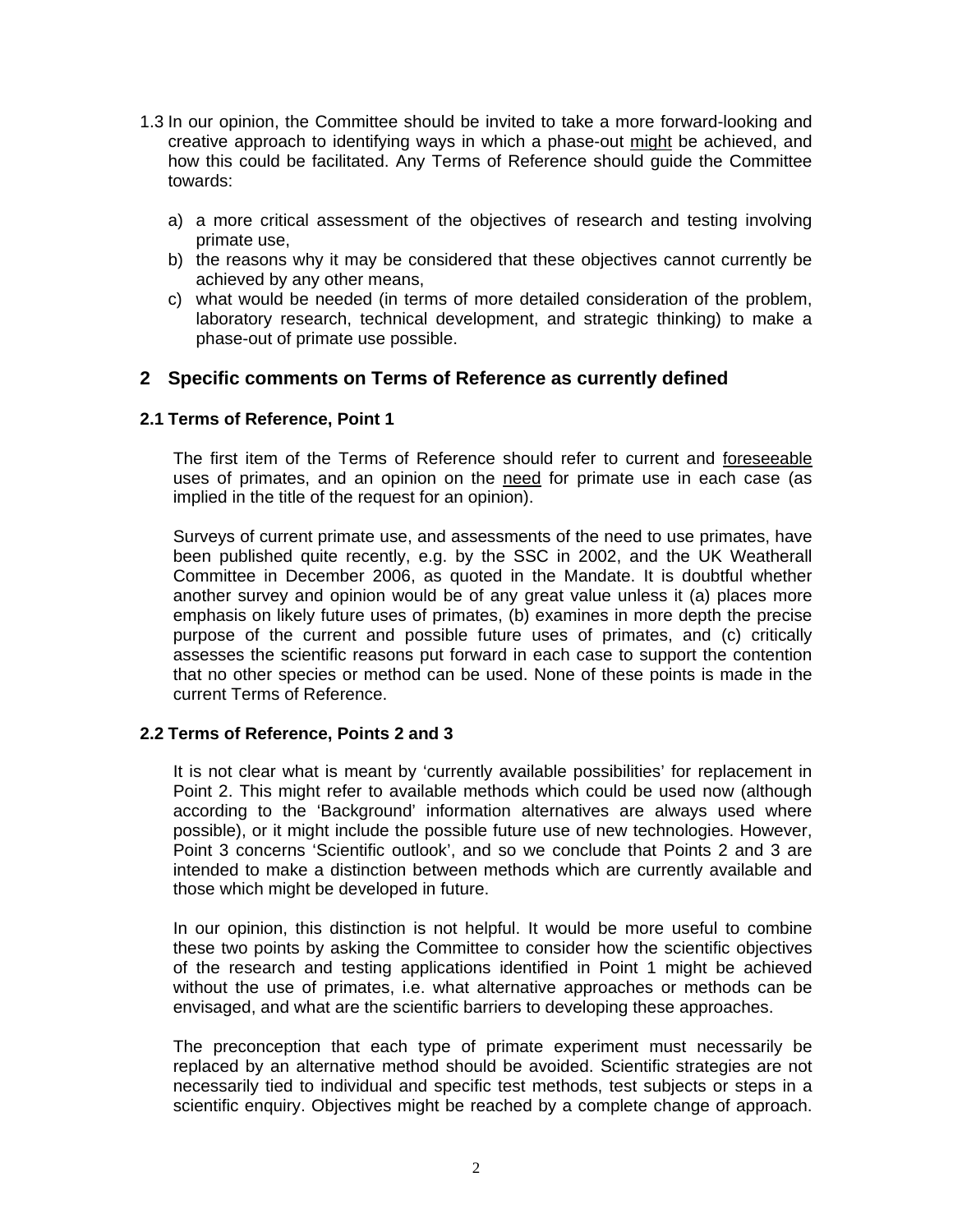1.3 In our opinion, the Committee should be invited to take a more forward-looking and creative approach to identifying ways in which a phase-out <u>might</u> be achieved, and how this could be facilitated. Any Terms of Reference should guide the Committee towards:

   a) a more critical assessment of the objectives of research and testing involving primate use,
   b) the reasons why it may be considered that these objectives cannot currently be achieved by any other means,
   c) what would be needed (in terms of more detailed consideration of the problem, laboratory research, technical development, and strategic thinking) to make a phase-out of primate use possible.

## 2 Specific comments on Terms of Reference as currently defined

### 2.1 Terms of Reference, Point 1

The first item of the Terms of Reference should refer to current and <u>foreseeable</u> uses of primates, and an opinion on the <u>need</u> for primate use in each case (as implied in the title of the request for an opinion).

Surveys of current primate use, and assessments of the need to use primates, have been published quite recently, e.g. by the SSC in 2002, and the UK Weatherall Committee in December 2006, as quoted in the Mandate. It is doubtful whether another survey and opinion would be of any great value unless it (a) places more emphasis on likely future uses of primates, (b) examines in more depth the precise purpose of the current and possible future uses of primates, and (c) critically assesses the scientific reasons put forward in each case to support the contention that no other species or method can be used. None of these points is made in the current Terms of Reference.

### 2.2 Terms of Reference, Points 2 and 3

It is not clear what is meant by 'currently available possibilities' for replacement in Point 2. This might refer to available methods which could be used now (although according to the 'Background' information alternatives are always used where possible), or it might include the possible future use of new technologies. However, Point 3 concerns 'Scientific outlook', and so we conclude that Points 2 and 3 are intended to make a distinction between methods which are currently available and those which might be developed in future.

In our opinion, this distinction is not helpful. It would be more useful to combine these two points by asking the Committee to consider how the scientific objectives of the research and testing applications identified in Point 1 might be achieved without the use of primates, i.e. what alternative approaches or methods can be envisaged, and what are the scientific barriers to developing these approaches.

The preconception that each type of primate experiment must necessarily be replaced by an alternative method should be avoided. Scientific strategies are not necessarily tied to individual and specific test methods, test subjects or steps in a scientific enquiry. Objectives might be reached by a complete change of approach.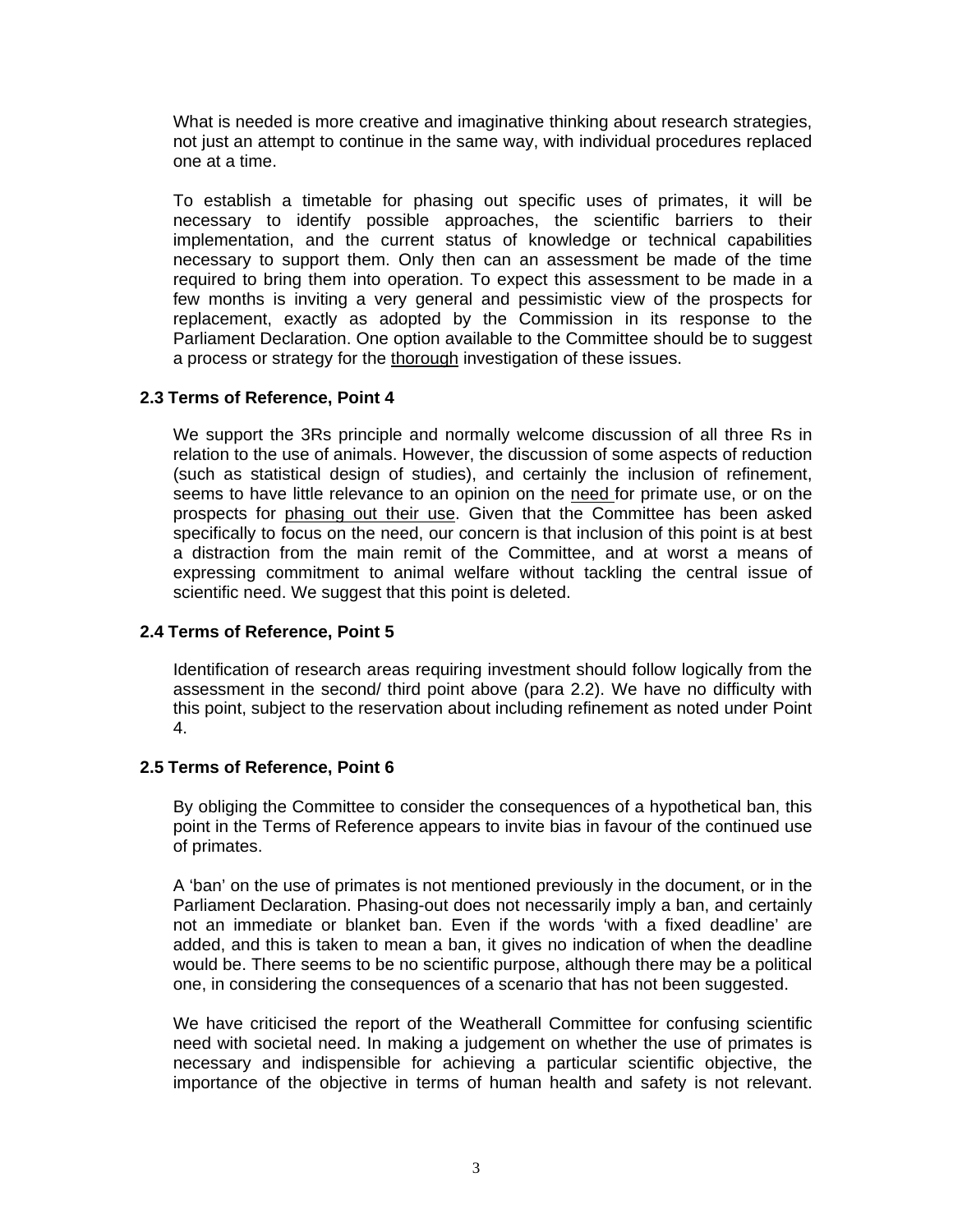What is needed is more creative and imaginative thinking about research strategies, not just an attempt to continue in the same way, with individual procedures replaced one at a time.

To establish a timetable for phasing out specific uses of primates, it will be necessary to identify possible approaches, the scientific barriers to their implementation, and the current status of knowledge or technical capabilities necessary to support them. Only then can an assessment be made of the time required to bring them into operation. To expect this assessment to be made in a few months is inviting a very general and pessimistic view of the prospects for replacement, exactly as adopted by the Commission in its response to the Parliament Declaration. One option available to the Committee should be to suggest a process or strategy for the <u>thorough</u> investigation of these issues.

### 2.3 Terms of Reference, Point 4

We support the 3Rs principle and normally welcome discussion of all three Rs in relation to the use of animals. However, the discussion of some aspects of reduction (such as statistical design of studies), and certainly the inclusion of refinement, seems to have little relevance to an opinion on the <u>need</u> for primate use, or on the prospects for <u>phasing out their use</u>. Given that the Committee has been asked specifically to focus on the need, our concern is that inclusion of this point is at best a distraction from the main remit of the Committee, and at worst a means of expressing commitment to animal welfare without tackling the central issue of scientific need. We suggest that this point is deleted.

### 2.4 Terms of Reference, Point 5

Identification of research areas requiring investment should follow logically from the assessment in the second/ third point above (para 2.2). We have no difficulty with this point, subject to the reservation about including refinement as noted under Point 4.

### 2.5 Terms of Reference, Point 6

By obliging the Committee to consider the consequences of a hypothetical ban, this point in the Terms of Reference appears to invite bias in favour of the continued use of primates.

A 'ban' on the use of primates is not mentioned previously in the document, or in the Parliament Declaration. Phasing-out does not necessarily imply a ban, and certainly not an immediate or blanket ban. Even if the words 'with a fixed deadline' are added, and this is taken to mean a ban, it gives no indication of when the deadline would be. There seems to be no scientific purpose, although there may be a political one, in considering the consequences of a scenario that has not been suggested.

We have criticised the report of the Weatherall Committee for confusing scientific need with societal need. In making a judgement on whether the use of primates is necessary and indispensible for achieving a particular scientific objective, the importance of the objective in terms of human health and safety is not relevant.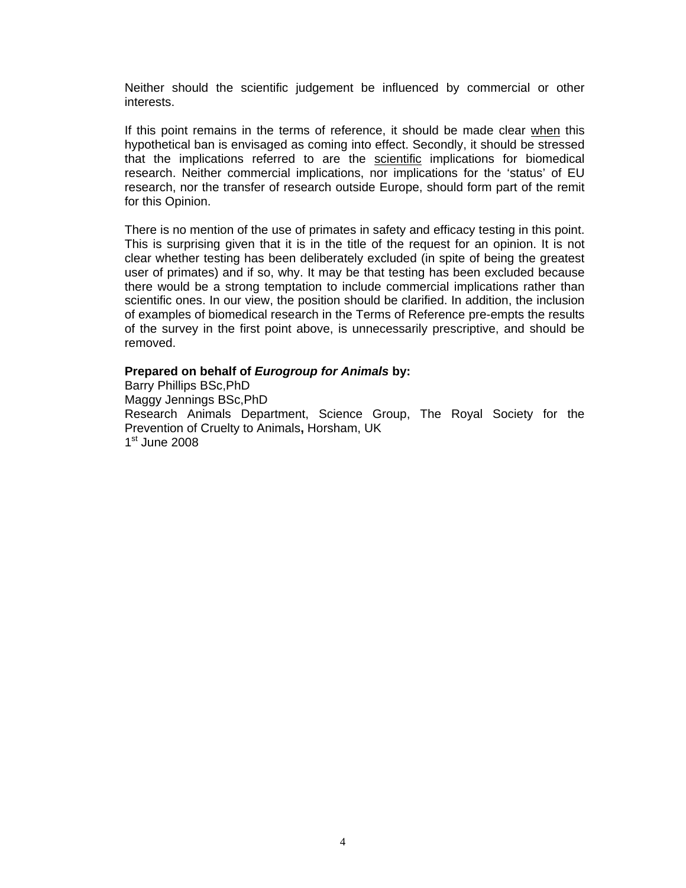Neither should the scientific judgement be influenced by commercial or other interests.

If this point remains in the terms of reference, it should be made clear when this hypothetical ban is envisaged as coming into effect. Secondly, it should be stressed that the implications referred to are the scientific implications for biomedical research. Neither commercial implications, nor implications for the 'status' of EU research, nor the transfer of research outside Europe, should form part of the remit for this Opinion.

There is no mention of the use of primates in safety and efficacy testing in this point. This is surprising given that it is in the title of the request for an opinion. It is not clear whether testing has been deliberately excluded (in spite of being the greatest user of primates) and if so, why. It may be that testing has been excluded because there would be a strong temptation to include commercial implications rather than scientific ones. In our view, the position should be clarified. In addition, the inclusion of examples of biomedical research in the Terms of Reference pre-empts the results of the survey in the first point above, is unnecessarily prescriptive, and should be removed.

**Prepared on behalf of *Eurogroup for Animals* by:**
Barry Phillips BSc,PhD
Maggy Jennings BSc,PhD
Research Animals Department, Science Group, The Royal Society for the Prevention of Cruelty to Animals**,** Horsham, UK
1st June 2008